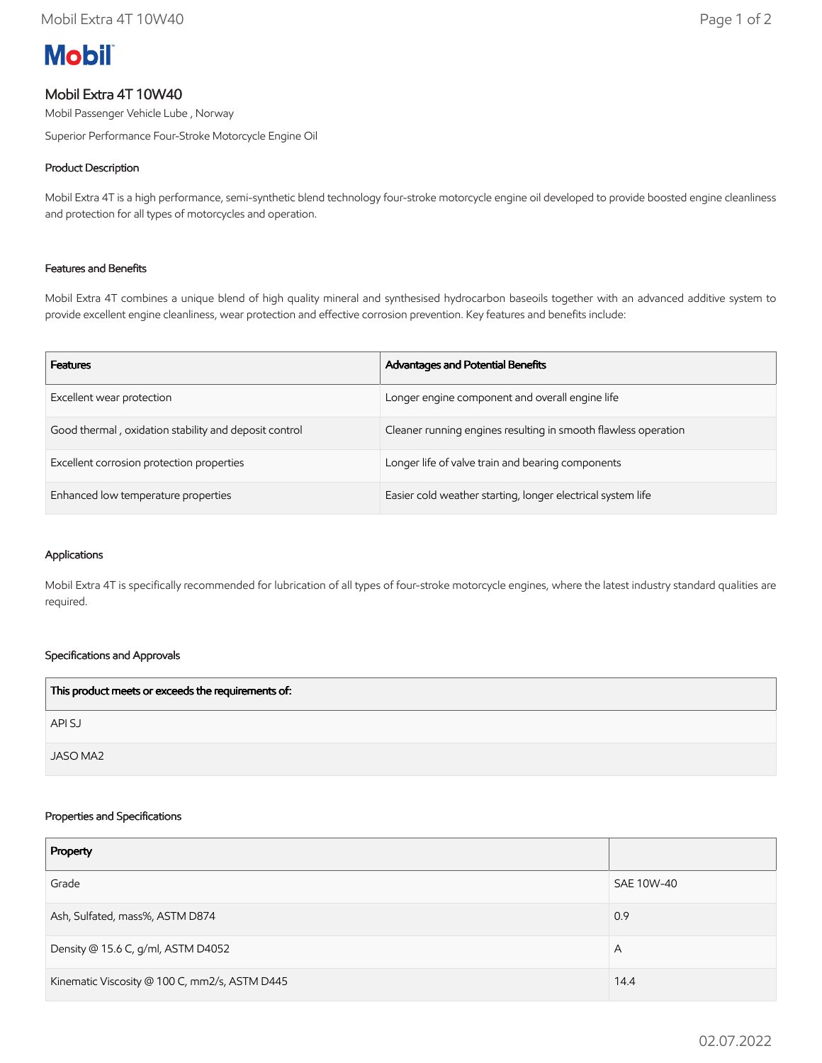Mobil

# Mobil Extra 4T 10W40

Mobil Passenger Vehicle Lube , Norway

Superior Performance Four-Stroke Motorcycle Engine Oil

## Product Description

Mobil Extra 4T is a high performance, semi-synthetic blend technology four-stroke motorcycle engine oil developed to provide boosted engine cleanliness and protection for all types of motorcycles and operation.

## Features and Benefits

Mobil Extra 4T combines a unique blend of high quality mineral and synthesised hydrocarbon baseoils together with an advanced additive system to provide excellent engine cleanliness, wear protection and effective corrosion prevention. Key features and benefits include:

| Features | Advantages and Potential Benefits |
|---|---|
| Excellent wear protection | Longer engine component and overall engine life |
| Good thermal , oxidation stability and deposit control | Cleaner running engines resulting in smooth flawless operation |
| Excellent corrosion protection properties | Longer life of valve train and bearing components |
| Enhanced low temperature properties | Easier cold weather starting, longer electrical system life |

## Applications

Mobil Extra 4T is specifically recommended for lubrication of all types of four-stroke motorcycle engines, where the latest industry standard qualities are required.

## Specifications and Approvals

| This product meets or exceeds the requirements of: |
|---|
| API SJ |
| JASO MA2 |

## Properties and Specifications

| Property | |
|---|---|
| Grade | SAE 10W-40 |
| Ash, Sulfated, mass%, ASTM D874 | 0.9 |
| Density @ 15.6 C, g/ml, ASTM D4052 | A |
| Kinematic Viscosity @ 100 C, mm2/s, ASTM D445 | 14.4 |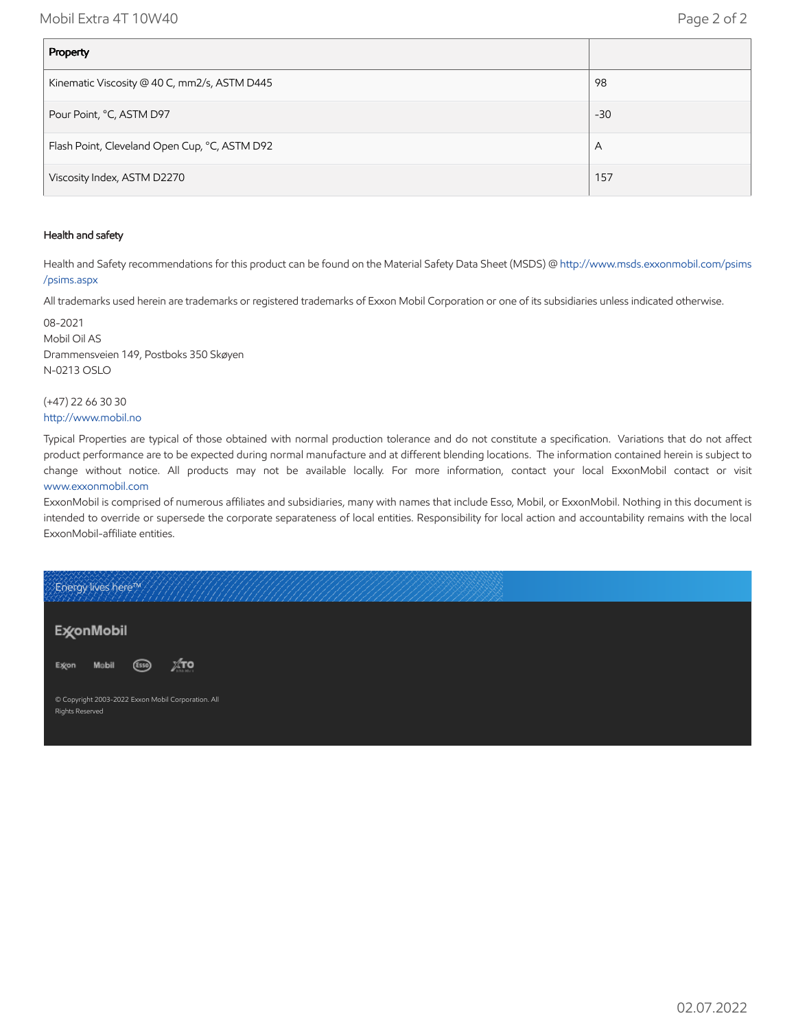| Property | |
|---|---|
| Kinematic Viscosity @ 40 C, mm2/s, ASTM D445 | 98 |
| Pour Point, °C, ASTM D97 | -30 |
| Flash Point, Cleveland Open Cup, °C, ASTM D92 | A |
| Viscosity Index, ASTM D2270 | 157 |

### Health and safety

Health and Safety recommendations for this product can be found on the Material Safety Data Sheet (MSDS) @ http://www.msds.exxonmobil.com/psims/psims.aspx

All trademarks used herein are trademarks or registered trademarks of Exxon Mobil Corporation or one of its subsidiaries unless indicated otherwise.

08-2021
Mobil Oil AS
Drammensveien 149, Postboks 350 Skøyen
N-0213 OSLO

(+47) 22 66 30 30
http://www.mobil.no

Typical Properties are typical of those obtained with normal production tolerance and do not constitute a specification. Variations that do not affect product performance are to be expected during normal manufacture and at different blending locations. The information contained herein is subject to change without notice. All products may not be available locally. For more information, contact your local ExxonMobil contact or visit www.exxonmobil.com

ExxonMobil is comprised of numerous affiliates and subsidiaries, many with names that include Esso, Mobil, or ExxonMobil. Nothing in this document is intended to override or supersede the corporate separateness of local entities. Responsibility for local action and accountability remains with the local ExxonMobil-affiliate entities.

Energy lives here™

ExxonMobil

Exxon Mobil Esso XTO

© Copyright 2003-2022 Exxon Mobil Corporation. All Rights Reserved